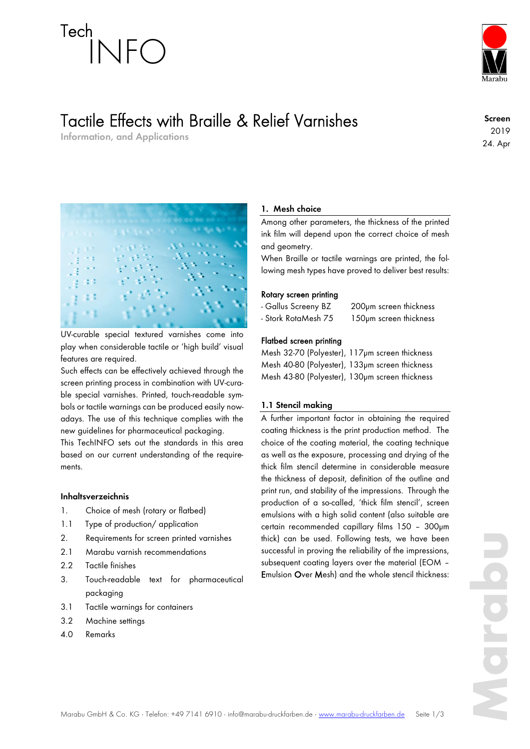Tech INFO

# Tactile Effects with Braille & Relief Varnishes

Information, and Applications

Screen 2019 24. Apr

UV-curable special textured varnishes come into play when considerable tactile or 'high build' visual features are required.

Such effects can be effectively achieved through the screen printing process in combination with UV-curable special varnishes. Printed, touch-readable symbols or tactile warnings can be produced easily nowadays. The use of this technique complies with the new guidelines for pharmaceutical packaging.

This TechINFO sets out the standards in this area based on our current understanding of the requirements.

### Inhaltsverzeichnis

1. Choice of mesh (rotary or flatbed)
1.1 Type of production/ application
2. Requirements for screen printed varnishes
2.1 Marabu varnish recommendations
2.2 Tactile finishes
3. Touch-readable text for pharmaceutical packaging
3.1 Tactile warnings for containers
3.2 Machine settings
4.0 Remarks

## 1. Mesh choice

Among other parameters, the thickness of the printed ink film will depend upon the correct choice of mesh and geometry.

When Braille or tactile warnings are printed, the following mesh types have proved to deliver best results:

### Rotary screen printing

- Gallus Screeny BZ 200µm screen thickness
- Stork RotaMesh 75 150µm screen thickness

### Flatbed screen printing

Mesh 32-70 (Polyester), 117µm screen thickness
Mesh 40-80 (Polyester), 133µm screen thickness
Mesh 43-80 (Polyester), 130µm screen thickness

## 1.1 Stencil making

A further important factor in obtaining the required coating thickness is the print production method. The choice of the coating material, the coating technique as well as the exposure, processing and drying of the thick film stencil determine in considerable measure the thickness of deposit, definition of the outline and print run, and stability of the impressions. Through the production of a so-called, 'thick film stencil', screen emulsions with a high solid content (also suitable are certain recommended capillary films 150 – 300µm thick) can be used. Following tests, we have been successful in proving the reliability of the impressions, subsequent coating layers over the material (EOM – **E**mulsion **O**ver **M**esh) and the whole stencil thickness: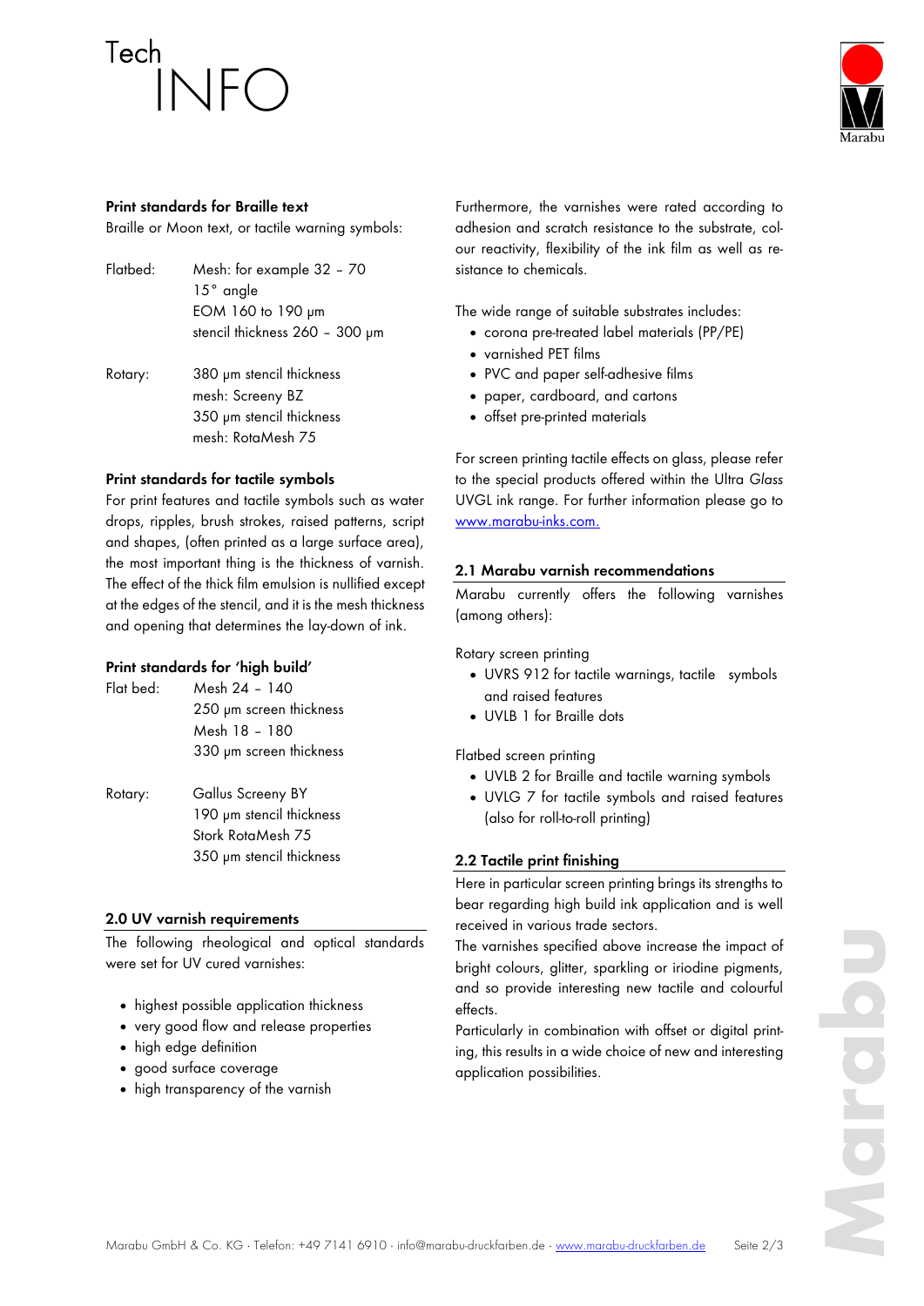### Print standards for Braille text

Braille or Moon text, or tactile warning symbols:

Flatbed: Mesh: for example 32 – 70
15° angle
EOM 160 to 190 µm
stencil thickness 260 – 300 µm

Rotary: 380 µm stencil thickness
mesh: Screeny BZ
350 µm stencil thickness
mesh: RotaMesh 75

### Print standards for tactile symbols

For print features and tactile symbols such as water drops, ripples, brush strokes, raised patterns, script and shapes, (often printed as a large surface area), the most important thing is the thickness of varnish. The effect of the thick film emulsion is nullified except at the edges of the stencil, and it is the mesh thickness and opening that determines the lay-down of ink.

### Print standards for 'high build'

Flat bed: Mesh 24 – 140
250 µm screen thickness
Mesh 18 – 180
330 µm screen thickness

Rotary: Gallus Screeny BY
190 µm stencil thickness
Stork RotaMesh 75
350 µm stencil thickness

## 2.0 UV varnish requirements

The following rheological and optical standards were set for UV cured varnishes:

- highest possible application thickness
- very good flow and release properties
- high edge definition
- good surface coverage
- high transparency of the varnish

Furthermore, the varnishes were rated according to adhesion and scratch resistance to the substrate, colour reactivity, flexibility of the ink film as well as resistance to chemicals.

The wide range of suitable substrates includes:

- corona pre-treated label materials (PP/PE)
- varnished PET films
- PVC and paper self-adhesive films
- paper, cardboard, and cartons
- offset pre-printed materials

For screen printing tactile effects on glass, please refer to the special products offered within the Ultra *Glass* UVGL ink range. For further information please go to www.marabu-inks.com.

## 2.1 Marabu varnish recommendations

Marabu currently offers the following varnishes (among others):

Rotary screen printing

- UVRS 912 for tactile warnings, tactile symbols and raised features
- UVLB 1 for Braille dots

Flatbed screen printing

- UVLB 2 for Braille and tactile warning symbols
- UVLG 7 for tactile symbols and raised features (also for roll-to-roll printing)

## 2.2 Tactile print finishing

Here in particular screen printing brings its strengths to bear regarding high build ink application and is well received in various trade sectors.

The varnishes specified above increase the impact of bright colours, glitter, sparkling or iriodine pigments, and so provide interesting new tactile and colourful effects.

Particularly in combination with offset or digital printing, this results in a wide choice of new and interesting application possibilities.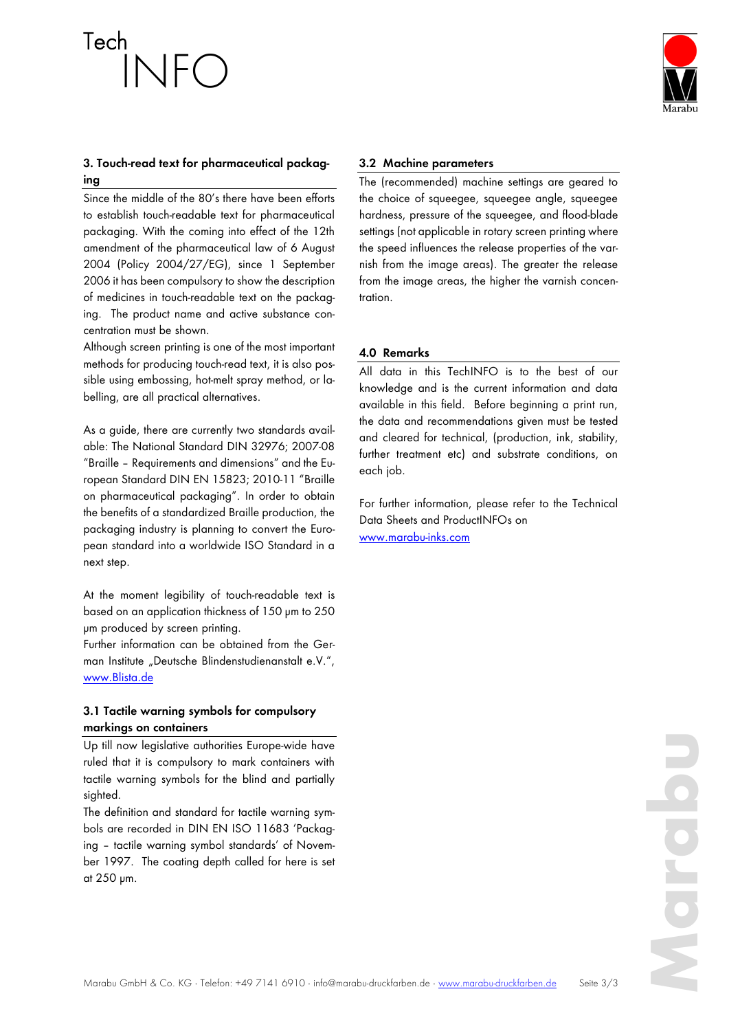## 3. Touch-read text for pharmaceutical packaging

Since the middle of the 80's there have been efforts to establish touch-readable text for pharmaceutical packaging. With the coming into effect of the 12th amendment of the pharmaceutical law of 6 August 2004 (Policy 2004/27/EG), since 1 September 2006 it has been compulsory to show the description of medicines in touch-readable text on the packaging. The product name and active substance concentration must be shown.

Although screen printing is one of the most important methods for producing touch-read text, it is also possible using embossing, hot-melt spray method, or labelling, are all practical alternatives.

As a guide, there are currently two standards available: The National Standard DIN 32976; 2007-08 "Braille – Requirements and dimensions" and the European Standard DIN EN 15823; 2010-11 "Braille on pharmaceutical packaging". In order to obtain the benefits of a standardized Braille production, the packaging industry is planning to convert the European standard into a worldwide ISO Standard in a next step.

At the moment legibility of touch-readable text is based on an application thickness of 150 µm to 250 µm produced by screen printing.

Further information can be obtained from the German Institute „Deutsche Blindenstudienanstalt e.V.", www.Blista.de

### 3.1 Tactile warning symbols for compulsory markings on containers

Up till now legislative authorities Europe-wide have ruled that it is compulsory to mark containers with tactile warning symbols for the blind and partially sighted.

The definition and standard for tactile warning symbols are recorded in DIN EN ISO 11683 'Packaging – tactile warning symbol standards' of November 1997. The coating depth called for here is set at 250 µm.

### 3.2 Machine parameters

The (recommended) machine settings are geared to the choice of squeegee, squeegee angle, squeegee hardness, pressure of the squeegee, and flood-blade settings (not applicable in rotary screen printing where the speed influences the release properties of the varnish from the image areas). The greater the release from the image areas, the higher the varnish concentration.

## 4.0 Remarks

All data in this TechINFO is to the best of our knowledge and is the current information and data available in this field. Before beginning a print run, the data and recommendations given must be tested and cleared for technical, (production, ink, stability, further treatment etc) and substrate conditions, on each job.

For further information, please refer to the Technical Data Sheets and ProductINFOs on www.marabu-inks.com